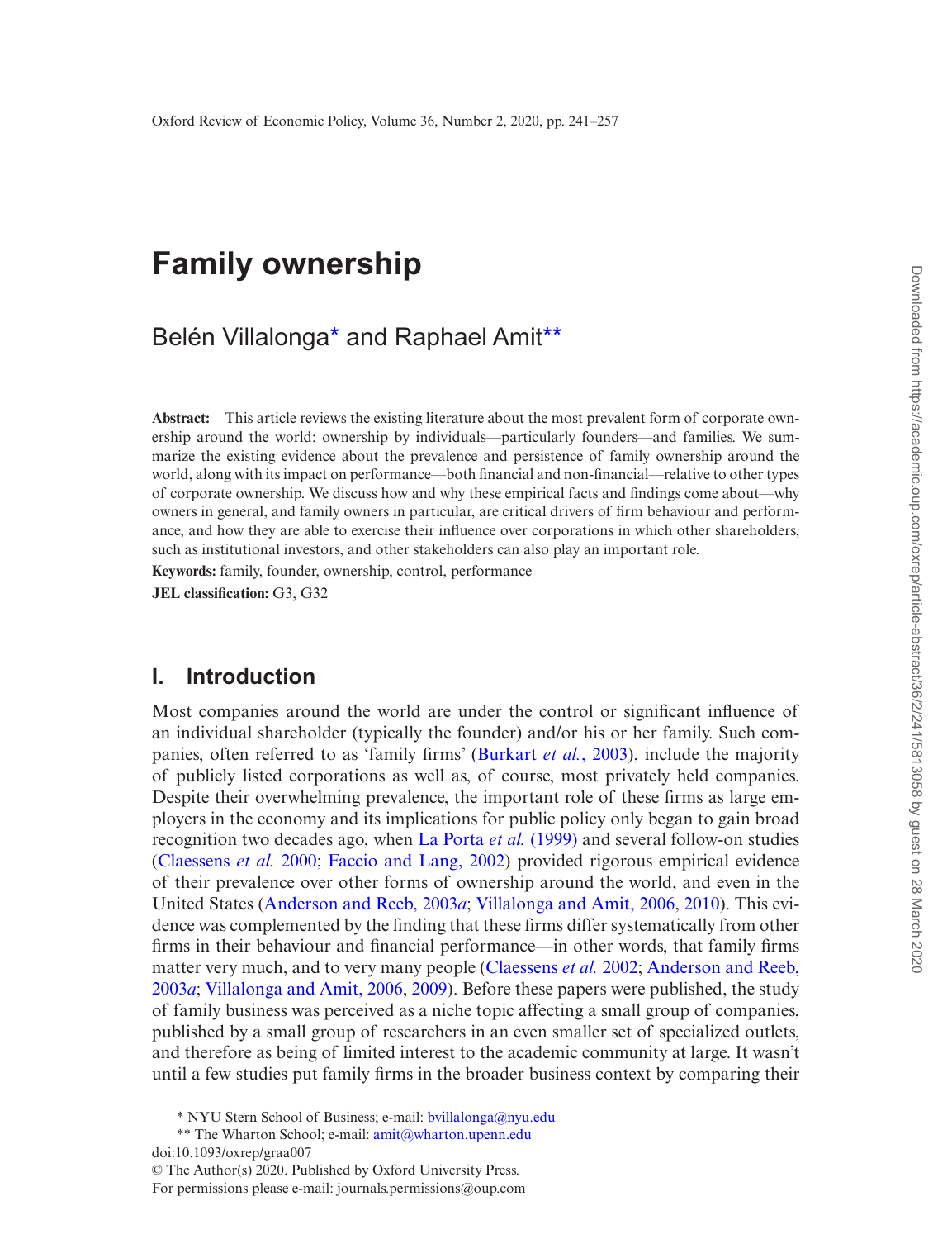# Family ownership

## Belén Villalonga* and Raphael Amit**

**Abstract:** This article reviews the existing literature about the most prevalent form of corporate ownership around the world: ownership by individuals—particularly founders—and families. We summarize the existing evidence about the prevalence and persistence of family ownership around the world, along with its impact on performance—both financial and non-financial—relative to other types of corporate ownership. We discuss how and why these empirical facts and findings come about—why owners in general, and family owners in particular, are critical drivers of firm behaviour and performance, and how they are able to exercise their influence over corporations in which other shareholders, such as institutional investors, and other stakeholders can also play an important role.

**Keywords:** family, founder, ownership, control, performance

**JEL classification:** G3, G32

## I. Introduction

Most companies around the world are under the control or significant influence of an individual shareholder (typically the founder) and/or his or her family. Such companies, often referred to as 'family firms' (Burkart *et al.*, 2003), include the majority of publicly listed corporations as well as, of course, most privately held companies. Despite their overwhelming prevalence, the important role of these firms as large employers in the economy and its implications for public policy only began to gain broad recognition two decades ago, when La Porta *et al.* (1999) and several follow-on studies (Claessens *et al.* 2000; Faccio and Lang, 2002) provided rigorous empirical evidence of their prevalence over other forms of ownership around the world, and even in the United States (Anderson and Reeb, 2003*a*; Villalonga and Amit, 2006, 2010). This evidence was complemented by the finding that these firms differ systematically from other firms in their behaviour and financial performance—in other words, that family firms matter very much, and to very many people (Claessens *et al.* 2002; Anderson and Reeb, 2003*a*; Villalonga and Amit, 2006, 2009). Before these papers were published, the study of family business was perceived as a niche topic affecting a small group of companies, published by a small group of researchers in an even smaller set of specialized outlets, and therefore as being of limited interest to the academic community at large. It wasn't until a few studies put family firms in the broader business context by comparing their

\* NYU Stern School of Business; e-mail: bvillalonga@nyu.edu

\*\* The Wharton School; e-mail: amit@wharton.upenn.edu

doi:10.1093/oxrep/graa007

© The Author(s) 2020. Published by Oxford University Press.
For permissions please e-mail: journals.permissions@oup.com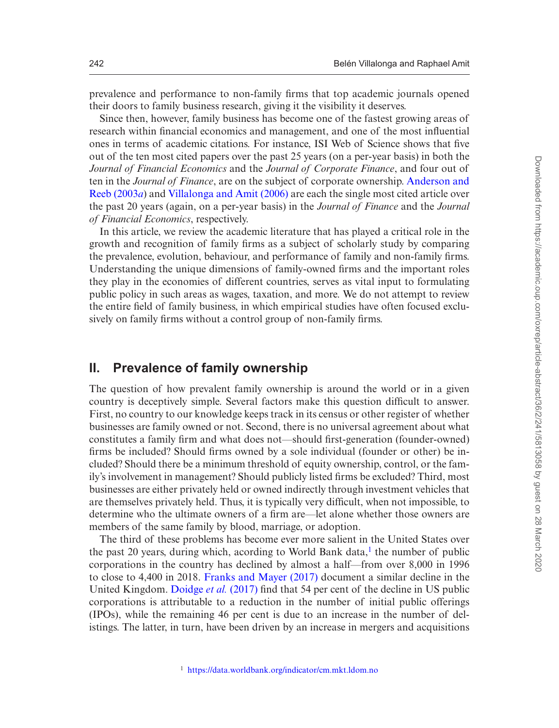prevalence and performance to non-family firms that top academic journals opened their doors to family business research, giving it the visibility it deserves.

Since then, however, family business has become one of the fastest growing areas of research within financial economics and management, and one of the most influential ones in terms of academic citations. For instance, ISI Web of Science shows that five out of the ten most cited papers over the past 25 years (on a per-year basis) in both the *Journal of Financial Economics* and the *Journal of Corporate Finance*, and four out of ten in the *Journal of Finance*, are on the subject of corporate ownership. Anderson and Reeb (2003*a*) and Villalonga and Amit (2006) are each the single most cited article over the past 20 years (again, on a per-year basis) in the *Journal of Finance* and the *Journal of Financial Economics*, respectively.

In this article, we review the academic literature that has played a critical role in the growth and recognition of family firms as a subject of scholarly study by comparing the prevalence, evolution, behaviour, and performance of family and non-family firms. Understanding the unique dimensions of family-owned firms and the important roles they play in the economies of different countries, serves as vital input to formulating public policy in such areas as wages, taxation, and more. We do not attempt to review the entire field of family business, in which empirical studies have often focused exclusively on family firms without a control group of non-family firms.

## II. Prevalence of family ownership

The question of how prevalent family ownership is around the world or in a given country is deceptively simple. Several factors make this question difficult to answer. First, no country to our knowledge keeps track in its census or other register of whether businesses are family owned or not. Second, there is no universal agreement about what constitutes a family firm and what does not—should first-generation (founder-owned) firms be included? Should firms owned by a sole individual (founder or other) be included? Should there be a minimum threshold of equity ownership, control, or the family's involvement in management? Should publicly listed firms be excluded? Third, most businesses are either privately held or owned indirectly through investment vehicles that are themselves privately held. Thus, it is typically very difficult, when not impossible, to determine who the ultimate owners of a firm are—let alone whether those owners are members of the same family by blood, marriage, or adoption.

The third of these problems has become ever more salient in the United States over the past 20 years, during which, acording to World Bank data,[1] the number of public corporations in the country has declined by almost a half—from over 8,000 in 1996 to close to 4,400 in 2018. Franks and Mayer (2017) document a similar decline in the United Kingdom. Doidge *et al.* (2017) find that 54 per cent of the decline in US public corporations is attributable to a reduction in the number of initial public offerings (IPOs), while the remaining 46 per cent is due to an increase in the number of delistings. The latter, in turn, have been driven by an increase in mergers and acquisitions

[1] https://data.worldbank.org/indicator/cm.mkt.ldom.no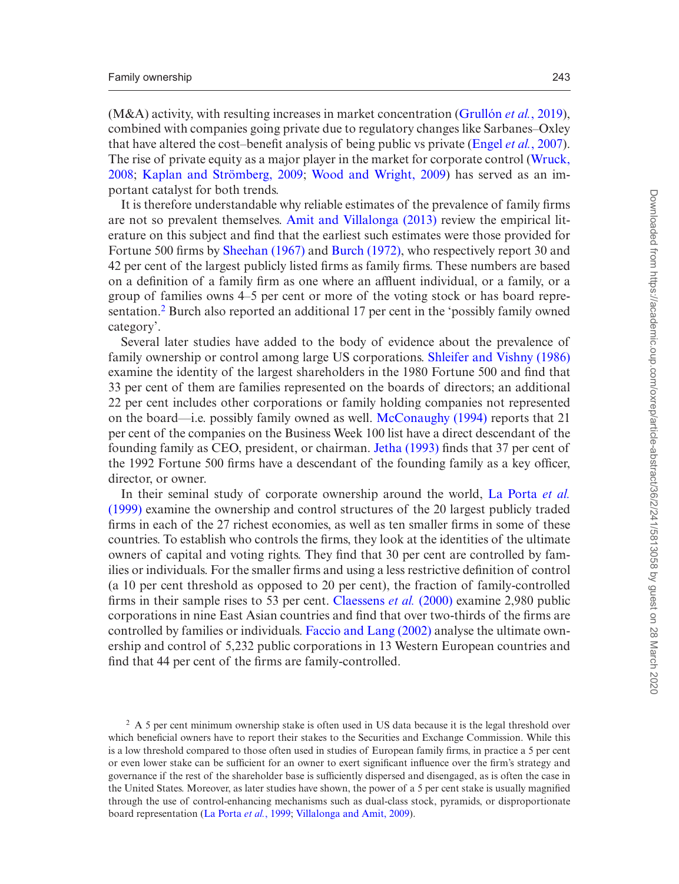(M&A) activity, with resulting increases in market concentration (Grullón *et al.*, 2019), combined with companies going private due to regulatory changes like Sarbanes–Oxley that have altered the cost–benefit analysis of being public vs private (Engel *et al.*, 2007). The rise of private equity as a major player in the market for corporate control (Wruck, 2008; Kaplan and Strömberg, 2009; Wood and Wright, 2009) has served as an important catalyst for both trends.

It is therefore understandable why reliable estimates of the prevalence of family firms are not so prevalent themselves. Amit and Villalonga (2013) review the empirical literature on this subject and find that the earliest such estimates were those provided for Fortune 500 firms by Sheehan (1967) and Burch (1972), who respectively report 30 and 42 per cent of the largest publicly listed firms as family firms. These numbers are based on a definition of a family firm as one where an affluent individual, or a family, or a group of families owns 4–5 per cent or more of the voting stock or has board representation.[2] Burch also reported an additional 17 per cent in the 'possibly family owned category'.

Several later studies have added to the body of evidence about the prevalence of family ownership or control among large US corporations. Shleifer and Vishny (1986) examine the identity of the largest shareholders in the 1980 Fortune 500 and find that 33 per cent of them are families represented on the boards of directors; an additional 22 per cent includes other corporations or family holding companies not represented on the board—i.e. possibly family owned as well. McConaughy (1994) reports that 21 per cent of the companies on the Business Week 100 list have a direct descendant of the founding family as CEO, president, or chairman. Jetha (1993) finds that 37 per cent of the 1992 Fortune 500 firms have a descendant of the founding family as a key officer, director, or owner.

In their seminal study of corporate ownership around the world, La Porta *et al.* (1999) examine the ownership and control structures of the 20 largest publicly traded firms in each of the 27 richest economies, as well as ten smaller firms in some of these countries. To establish who controls the firms, they look at the identities of the ultimate owners of capital and voting rights. They find that 30 per cent are controlled by families or individuals. For the smaller firms and using a less restrictive definition of control (a 10 per cent threshold as opposed to 20 per cent), the fraction of family-controlled firms in their sample rises to 53 per cent. Claessens *et al.* (2000) examine 2,980 public corporations in nine East Asian countries and find that over two-thirds of the firms are controlled by families or individuals. Faccio and Lang (2002) analyse the ultimate ownership and control of 5,232 public corporations in 13 Western European countries and find that 44 per cent of the firms are family-controlled.

[2] A 5 per cent minimum ownership stake is often used in US data because it is the legal threshold over which beneficial owners have to report their stakes to the Securities and Exchange Commission. While this is a low threshold compared to those often used in studies of European family firms, in practice a 5 per cent or even lower stake can be sufficient for an owner to exert significant influence over the firm's strategy and governance if the rest of the shareholder base is sufficiently dispersed and disengaged, as is often the case in the United States. Moreover, as later studies have shown, the power of a 5 per cent stake is usually magnified through the use of control-enhancing mechanisms such as dual-class stock, pyramids, or disproportionate board representation (La Porta *et al.*, 1999; Villalonga and Amit, 2009).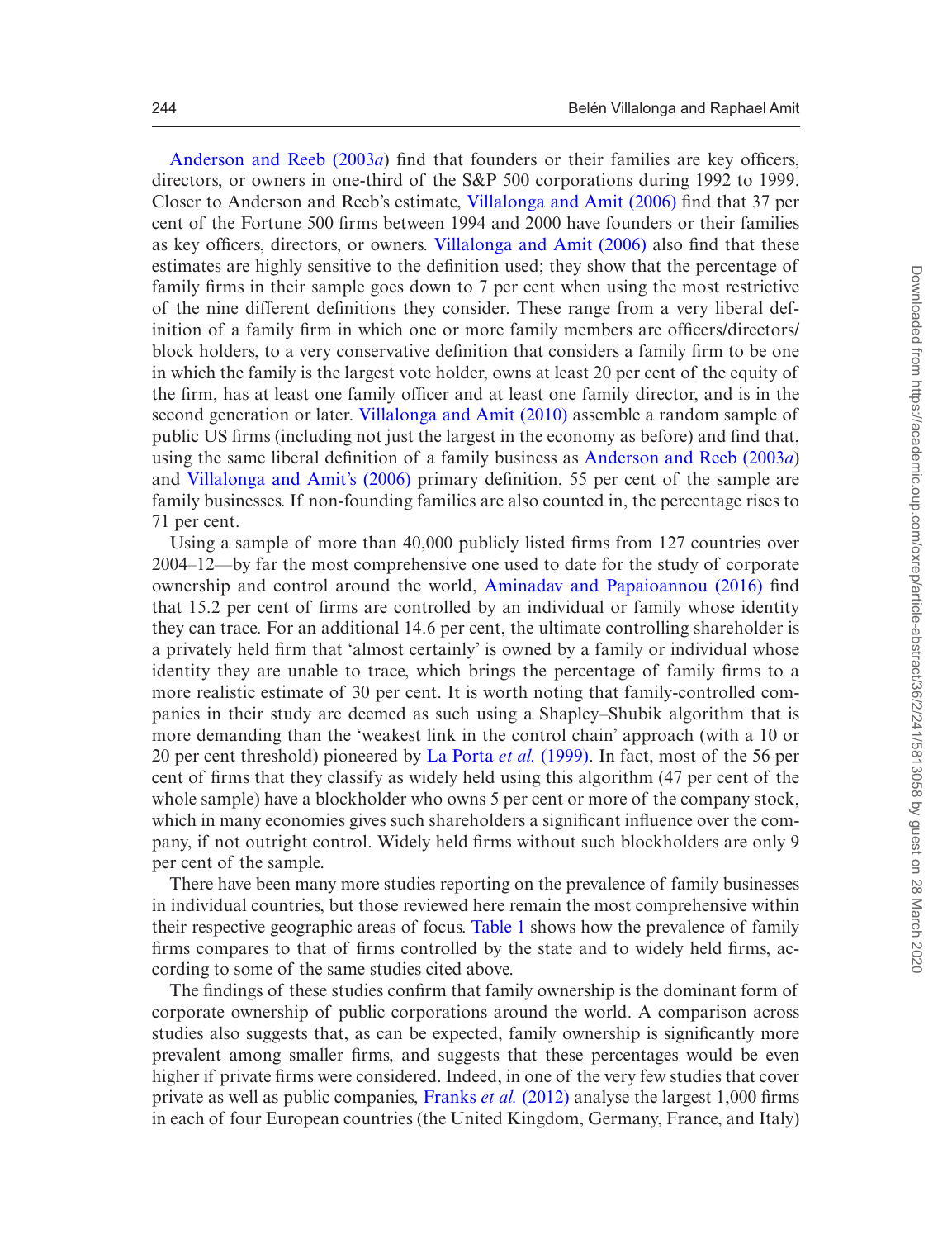Anderson and Reeb (2003*a*) find that founders or their families are key officers, directors, or owners in one-third of the S&P 500 corporations during 1992 to 1999. Closer to Anderson and Reeb's estimate, Villalonga and Amit (2006) find that 37 per cent of the Fortune 500 firms between 1994 and 2000 have founders or their families as key officers, directors, or owners. Villalonga and Amit (2006) also find that these estimates are highly sensitive to the definition used; they show that the percentage of family firms in their sample goes down to 7 per cent when using the most restrictive of the nine different definitions they consider. These range from a very liberal definition of a family firm in which one or more family members are officers/directors/block holders, to a very conservative definition that considers a family firm to be one in which the family is the largest vote holder, owns at least 20 per cent of the equity of the firm, has at least one family officer and at least one family director, and is in the second generation or later. Villalonga and Amit (2010) assemble a random sample of public US firms (including not just the largest in the economy as before) and find that, using the same liberal definition of a family business as Anderson and Reeb (2003*a*) and Villalonga and Amit's (2006) primary definition, 55 per cent of the sample are family businesses. If non-founding families are also counted in, the percentage rises to 71 per cent.

Using a sample of more than 40,000 publicly listed firms from 127 countries over 2004–12—by far the most comprehensive one used to date for the study of corporate ownership and control around the world, Aminadav and Papaioannou (2016) find that 15.2 per cent of firms are controlled by an individual or family whose identity they can trace. For an additional 14.6 per cent, the ultimate controlling shareholder is a privately held firm that 'almost certainly' is owned by a family or individual whose identity they are unable to trace, which brings the percentage of family firms to a more realistic estimate of 30 per cent. It is worth noting that family-controlled companies in their study are deemed as such using a Shapley–Shubik algorithm that is more demanding than the 'weakest link in the control chain' approach (with a 10 or 20 per cent threshold) pioneered by La Porta *et al.* (1999). In fact, most of the 56 per cent of firms that they classify as widely held using this algorithm (47 per cent of the whole sample) have a blockholder who owns 5 per cent or more of the company stock, which in many economies gives such shareholders a significant influence over the company, if not outright control. Widely held firms without such blockholders are only 9 per cent of the sample.

There have been many more studies reporting on the prevalence of family businesses in individual countries, but those reviewed here remain the most comprehensive within their respective geographic areas of focus. Table 1 shows how the prevalence of family firms compares to that of firms controlled by the state and to widely held firms, according to some of the same studies cited above.

The findings of these studies confirm that family ownership is the dominant form of corporate ownership of public corporations around the world. A comparison across studies also suggests that, as can be expected, family ownership is significantly more prevalent among smaller firms, and suggests that these percentages would be even higher if private firms were considered. Indeed, in one of the very few studies that cover private as well as public companies, Franks *et al.* (2012) analyse the largest 1,000 firms in each of four European countries (the United Kingdom, Germany, France, and Italy)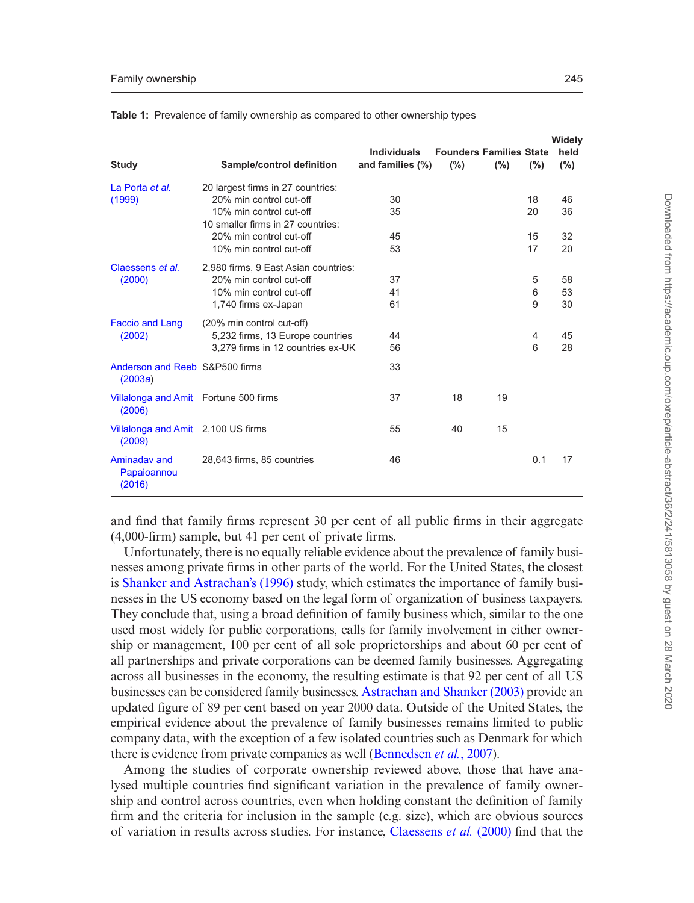**Table 1:** Prevalence of family ownership as compared to other ownership types

| Study | Sample/control definition | Individuals and families (%) | Founders (%) | Families (%) | State (%) | Widely held (%) |
|---|---|---|---|---|---|---|
| La Porta *et al.* (1999) | 20 largest firms in 27 countries: | | | | | |
| | 20% min control cut-off | 30 | | | 18 | 46 |
| | 10% min control cut-off | 35 | | | 20 | 36 |
| | 10 smaller firms in 27 countries: | | | | | |
| | 20% min control cut-off | 45 | | | 15 | 32 |
| | 10% min control cut-off | 53 | | | 17 | 20 |
| Claessens *et al.* (2000) | 2,980 firms, 9 East Asian countries: | | | | | |
| | 20% min control cut-off | 37 | | | 5 | 58 |
| | 10% min control cut-off | 41 | | | 6 | 53 |
| | 1,740 firms ex-Japan | 61 | | | 9 | 30 |
| Faccio and Lang (2002) | (20% min control cut-off) | | | | | |
| | 5,232 firms, 13 Europe countries | 44 | | | 4 | 45 |
| | 3,279 firms in 12 countries ex-UK | 56 | | | 6 | 28 |
| Anderson and Reeb (2003*a*) | S&P500 firms | 33 | | | | |
| Villalonga and Amit (2006) | Fortune 500 firms | 37 | 18 | 19 | | |
| Villalonga and Amit (2009) | 2,100 US firms | 55 | 40 | 15 | | |
| Aminadav and Papaioannou (2016) | 28,643 firms, 85 countries | 46 | | | 0.1 | 17 |

and find that family firms represent 30 per cent of all public firms in their aggregate (4,000-firm) sample, but 41 per cent of private firms.

Unfortunately, there is no equally reliable evidence about the prevalence of family businesses among private firms in other parts of the world. For the United States, the closest is Shanker and Astrachan's (1996) study, which estimates the importance of family businesses in the US economy based on the legal form of organization of business taxpayers. They conclude that, using a broad definition of family business which, similar to the one used most widely for public corporations, calls for family involvement in either ownership or management, 100 per cent of all sole proprietorships and about 60 per cent of all partnerships and private corporations can be deemed family businesses. Aggregating across all businesses in the economy, the resulting estimate is that 92 per cent of all US businesses can be considered family businesses. Astrachan and Shanker (2003) provide an updated figure of 89 per cent based on year 2000 data. Outside of the United States, the empirical evidence about the prevalence of family businesses remains limited to public company data, with the exception of a few isolated countries such as Denmark for which there is evidence from private companies as well (Bennedsen *et al.*, 2007).

Among the studies of corporate ownership reviewed above, those that have analysed multiple countries find significant variation in the prevalence of family ownership and control across countries, even when holding constant the definition of family firm and the criteria for inclusion in the sample (e.g. size), which are obvious sources of variation in results across studies. For instance, Claessens *et al.* (2000) find that the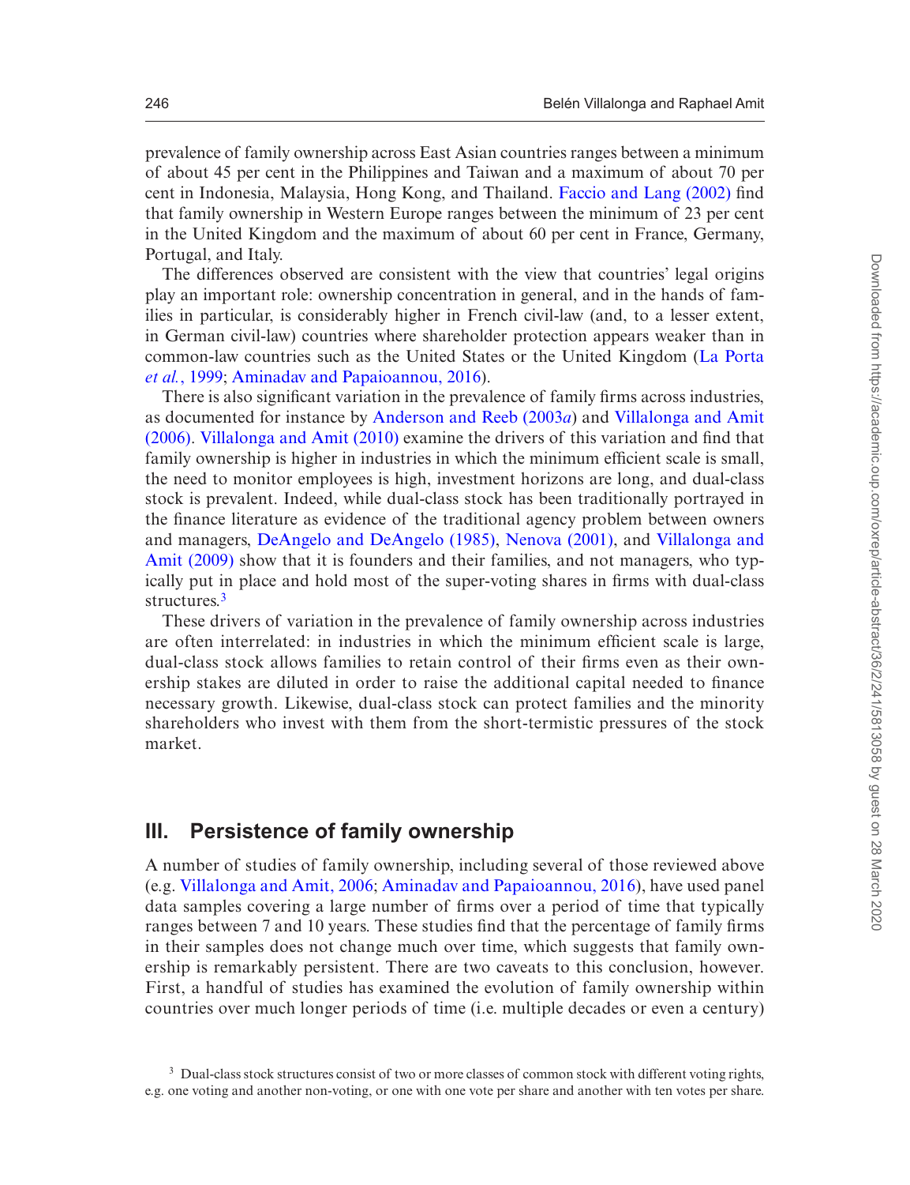prevalence of family ownership across East Asian countries ranges between a minimum of about 45 per cent in the Philippines and Taiwan and a maximum of about 70 per cent in Indonesia, Malaysia, Hong Kong, and Thailand. Faccio and Lang (2002) find that family ownership in Western Europe ranges between the minimum of 23 per cent in the United Kingdom and the maximum of about 60 per cent in France, Germany, Portugal, and Italy.

The differences observed are consistent with the view that countries' legal origins play an important role: ownership concentration in general, and in the hands of families in particular, is considerably higher in French civil-law (and, to a lesser extent, in German civil-law) countries where shareholder protection appears weaker than in common-law countries such as the United States or the United Kingdom (La Porta *et al.*, 1999; Aminadav and Papaioannou, 2016).

There is also significant variation in the prevalence of family firms across industries, as documented for instance by Anderson and Reeb (2003*a*) and Villalonga and Amit (2006). Villalonga and Amit (2010) examine the drivers of this variation and find that family ownership is higher in industries in which the minimum efficient scale is small, the need to monitor employees is high, investment horizons are long, and dual-class stock is prevalent. Indeed, while dual-class stock has been traditionally portrayed in the finance literature as evidence of the traditional agency problem between owners and managers, DeAngelo and DeAngelo (1985), Nenova (2001), and Villalonga and Amit (2009) show that it is founders and their families, and not managers, who typically put in place and hold most of the super-voting shares in firms with dual-class structures.[3]

These drivers of variation in the prevalence of family ownership across industries are often interrelated: in industries in which the minimum efficient scale is large, dual-class stock allows families to retain control of their firms even as their ownership stakes are diluted in order to raise the additional capital needed to finance necessary growth. Likewise, dual-class stock can protect families and the minority shareholders who invest with them from the short-termistic pressures of the stock market.

## III. Persistence of family ownership

A number of studies of family ownership, including several of those reviewed above (e.g. Villalonga and Amit, 2006; Aminadav and Papaioannou, 2016), have used panel data samples covering a large number of firms over a period of time that typically ranges between 7 and 10 years. These studies find that the percentage of family firms in their samples does not change much over time, which suggests that family ownership is remarkably persistent. There are two caveats to this conclusion, however. First, a handful of studies has examined the evolution of family ownership within countries over much longer periods of time (i.e. multiple decades or even a century)

[3] Dual-class stock structures consist of two or more classes of common stock with different voting rights, e.g. one voting and another non-voting, or one with one vote per share and another with ten votes per share.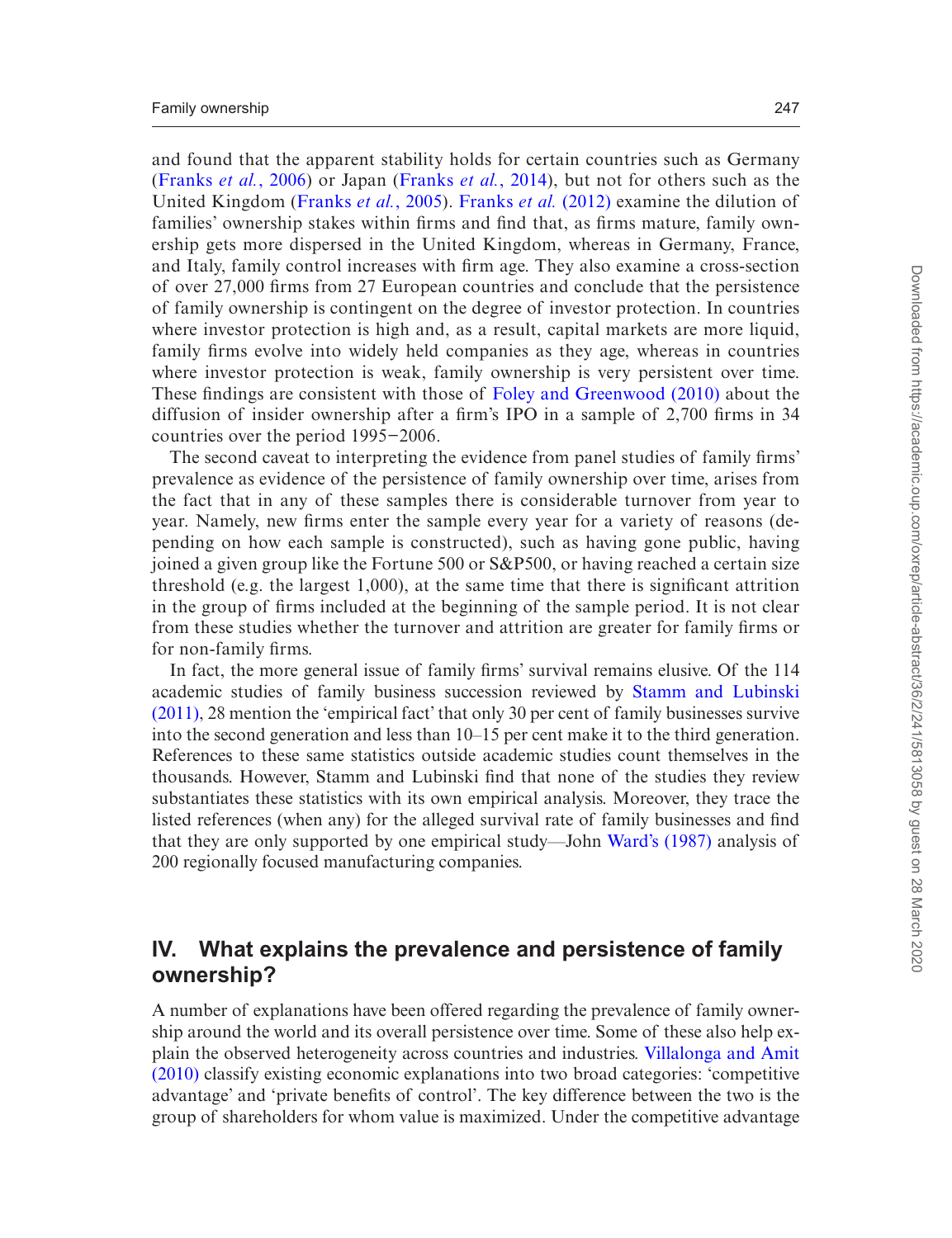and found that the apparent stability holds for certain countries such as Germany (Franks *et al.*, 2006) or Japan (Franks *et al.*, 2014), but not for others such as the United Kingdom (Franks *et al.*, 2005). Franks *et al.* (2012) examine the dilution of families' ownership stakes within firms and find that, as firms mature, family ownership gets more dispersed in the United Kingdom, whereas in Germany, France, and Italy, family control increases with firm age. They also examine a cross-section of over 27,000 firms from 27 European countries and conclude that the persistence of family ownership is contingent on the degree of investor protection. In countries where investor protection is high and, as a result, capital markets are more liquid, family firms evolve into widely held companies as they age, whereas in countries where investor protection is weak, family ownership is very persistent over time. These findings are consistent with those of Foley and Greenwood (2010) about the diffusion of insider ownership after a firm's IPO in a sample of 2,700 firms in 34 countries over the period 1995–2006.

The second caveat to interpreting the evidence from panel studies of family firms' prevalence as evidence of the persistence of family ownership over time, arises from the fact that in any of these samples there is considerable turnover from year to year. Namely, new firms enter the sample every year for a variety of reasons (depending on how each sample is constructed), such as having gone public, having joined a given group like the Fortune 500 or S&P500, or having reached a certain size threshold (e.g. the largest 1,000), at the same time that there is significant attrition in the group of firms included at the beginning of the sample period. It is not clear from these studies whether the turnover and attrition are greater for family firms or for non-family firms.

In fact, the more general issue of family firms' survival remains elusive. Of the 114 academic studies of family business succession reviewed by Stamm and Lubinski (2011), 28 mention the 'empirical fact' that only 30 per cent of family businesses survive into the second generation and less than 10–15 per cent make it to the third generation. References to these same statistics outside academic studies count themselves in the thousands. However, Stamm and Lubinski find that none of the studies they review substantiates these statistics with its own empirical analysis. Moreover, they trace the listed references (when any) for the alleged survival rate of family businesses and find that they are only supported by one empirical study—John Ward's (1987) analysis of 200 regionally focused manufacturing companies.

## IV. What explains the prevalence and persistence of family ownership?

A number of explanations have been offered regarding the prevalence of family ownership around the world and its overall persistence over time. Some of these also help explain the observed heterogeneity across countries and industries. Villalonga and Amit (2010) classify existing economic explanations into two broad categories: 'competitive advantage' and 'private benefits of control'. The key difference between the two is the group of shareholders for whom value is maximized. Under the competitive advantage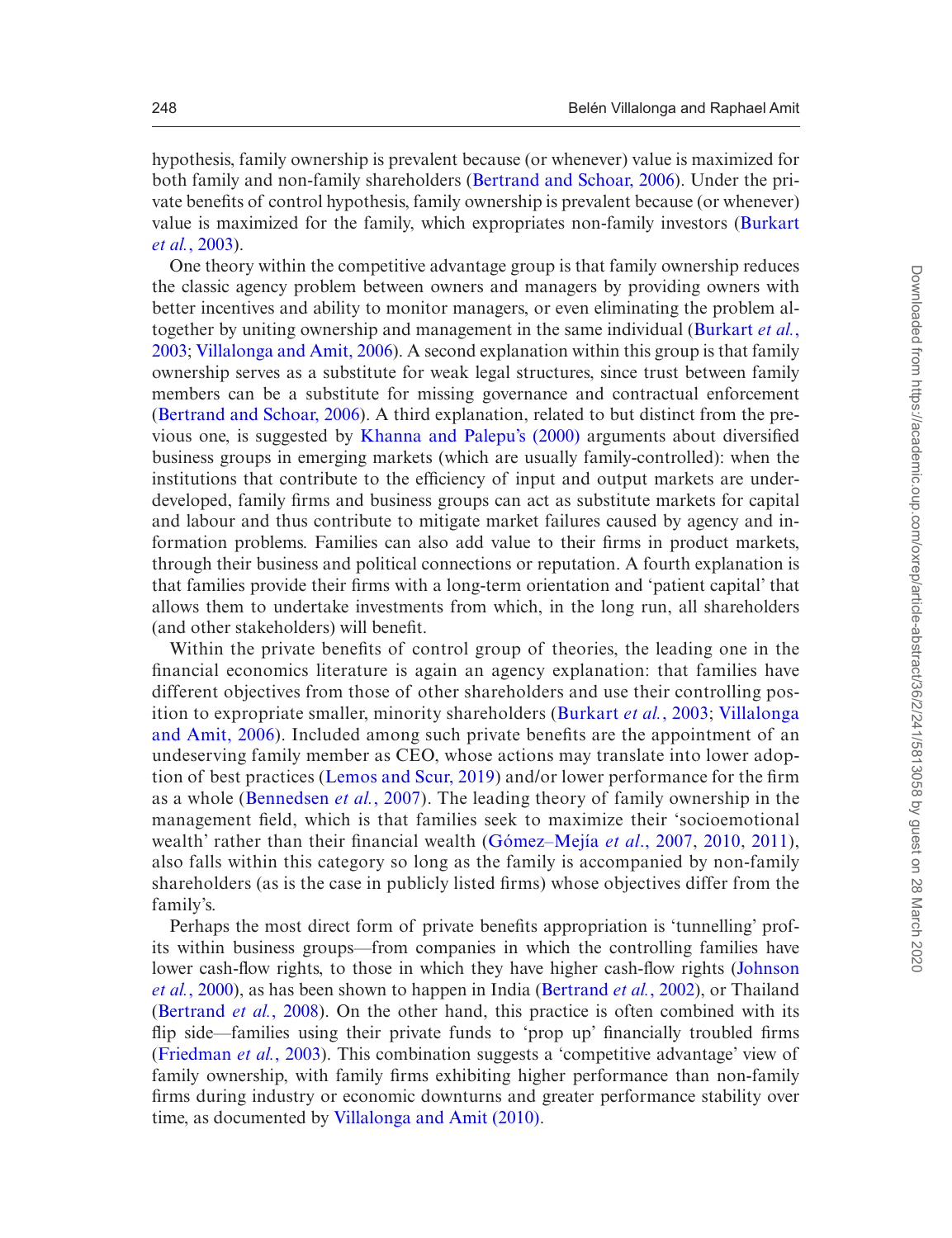hypothesis, family ownership is prevalent because (or whenever) value is maximized for both family and non-family shareholders (Bertrand and Schoar, 2006). Under the private benefits of control hypothesis, family ownership is prevalent because (or whenever) value is maximized for the family, which expropriates non-family investors (Burkart *et al.*, 2003).

One theory within the competitive advantage group is that family ownership reduces the classic agency problem between owners and managers by providing owners with better incentives and ability to monitor managers, or even eliminating the problem altogether by uniting ownership and management in the same individual (Burkart *et al.*, 2003; Villalonga and Amit, 2006). A second explanation within this group is that family ownership serves as a substitute for weak legal structures, since trust between family members can be a substitute for missing governance and contractual enforcement (Bertrand and Schoar, 2006). A third explanation, related to but distinct from the previous one, is suggested by Khanna and Palepu's (2000) arguments about diversified business groups in emerging markets (which are usually family-controlled): when the institutions that contribute to the efficiency of input and output markets are underdeveloped, family firms and business groups can act as substitute markets for capital and labour and thus contribute to mitigate market failures caused by agency and information problems. Families can also add value to their firms in product markets, through their business and political connections or reputation. A fourth explanation is that families provide their firms with a long-term orientation and 'patient capital' that allows them to undertake investments from which, in the long run, all shareholders (and other stakeholders) will benefit.

Within the private benefits of control group of theories, the leading one in the financial economics literature is again an agency explanation: that families have different objectives from those of other shareholders and use their controlling position to expropriate smaller, minority shareholders (Burkart *et al.*, 2003; Villalonga and Amit, 2006). Included among such private benefits are the appointment of an undeserving family member as CEO, whose actions may translate into lower adoption of best practices (Lemos and Scur, 2019) and/or lower performance for the firm as a whole (Bennedsen *et al.*, 2007). The leading theory of family ownership in the management field, which is that families seek to maximize their 'socioemotional wealth' rather than their financial wealth (Gómez–Mejía *et al*., 2007, 2010, 2011), also falls within this category so long as the family is accompanied by non-family shareholders (as is the case in publicly listed firms) whose objectives differ from the family's.

Perhaps the most direct form of private benefits appropriation is 'tunnelling' profits within business groups—from companies in which the controlling families have lower cash-flow rights, to those in which they have higher cash-flow rights (Johnson *et al.*, 2000), as has been shown to happen in India (Bertrand *et al.*, 2002), or Thailand (Bertrand *et al.*, 2008). On the other hand, this practice is often combined with its flip side—families using their private funds to 'prop up' financially troubled firms (Friedman *et al.*, 2003). This combination suggests a 'competitive advantage' view of family ownership, with family firms exhibiting higher performance than non-family firms during industry or economic downturns and greater performance stability over time, as documented by Villalonga and Amit (2010).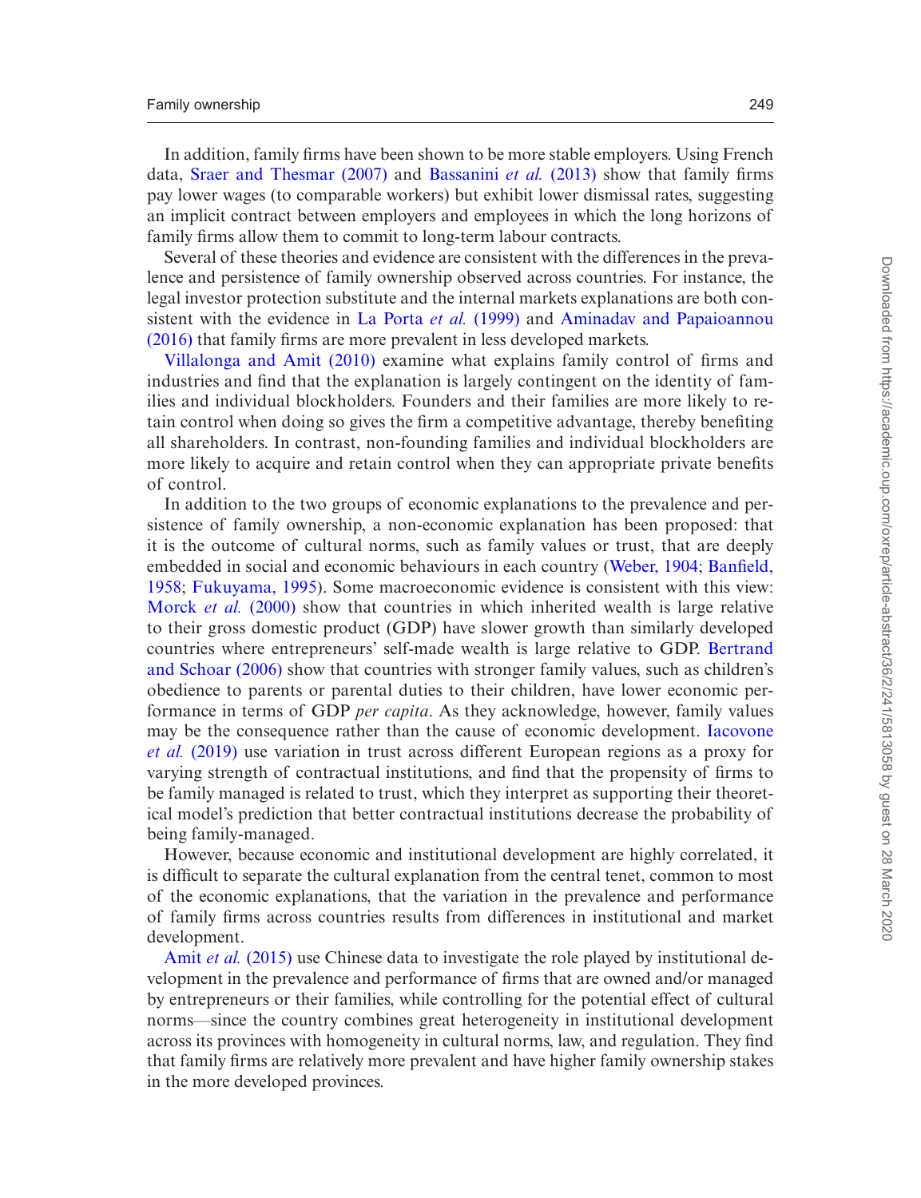In addition, family firms have been shown to be more stable employers. Using French data, Sraer and Thesmar (2007) and Bassanini *et al.* (2013) show that family firms pay lower wages (to comparable workers) but exhibit lower dismissal rates, suggesting an implicit contract between employers and employees in which the long horizons of family firms allow them to commit to long-term labour contracts.

Several of these theories and evidence are consistent with the differences in the prevalence and persistence of family ownership observed across countries. For instance, the legal investor protection substitute and the internal markets explanations are both consistent with the evidence in La Porta *et al.* (1999) and Aminadav and Papaioannou (2016) that family firms are more prevalent in less developed markets.

Villalonga and Amit (2010) examine what explains family control of firms and industries and find that the explanation is largely contingent on the identity of families and individual blockholders. Founders and their families are more likely to retain control when doing so gives the firm a competitive advantage, thereby benefiting all shareholders. In contrast, non-founding families and individual blockholders are more likely to acquire and retain control when they can appropriate private benefits of control.

In addition to the two groups of economic explanations to the prevalence and persistence of family ownership, a non-economic explanation has been proposed: that it is the outcome of cultural norms, such as family values or trust, that are deeply embedded in social and economic behaviours in each country (Weber, 1904; Banfield, 1958; Fukuyama, 1995). Some macroeconomic evidence is consistent with this view: Morck *et al.* (2000) show that countries in which inherited wealth is large relative to their gross domestic product (GDP) have slower growth than similarly developed countries where entrepreneurs' self-made wealth is large relative to GDP. Bertrand and Schoar (2006) show that countries with stronger family values, such as children's obedience to parents or parental duties to their children, have lower economic performance in terms of GDP *per capita*. As they acknowledge, however, family values may be the consequence rather than the cause of economic development. Iacovone *et al.* (2019) use variation in trust across different European regions as a proxy for varying strength of contractual institutions, and find that the propensity of firms to be family managed is related to trust, which they interpret as supporting their theoretical model's prediction that better contractual institutions decrease the probability of being family-managed.

However, because economic and institutional development are highly correlated, it is difficult to separate the cultural explanation from the central tenet, common to most of the economic explanations, that the variation in the prevalence and performance of family firms across countries results from differences in institutional and market development.

Amit *et al.* (2015) use Chinese data to investigate the role played by institutional development in the prevalence and performance of firms that are owned and/or managed by entrepreneurs or their families, while controlling for the potential effect of cultural norms—since the country combines great heterogeneity in institutional development across its provinces with homogeneity in cultural norms, law, and regulation. They find that family firms are relatively more prevalent and have higher family ownership stakes in the more developed provinces.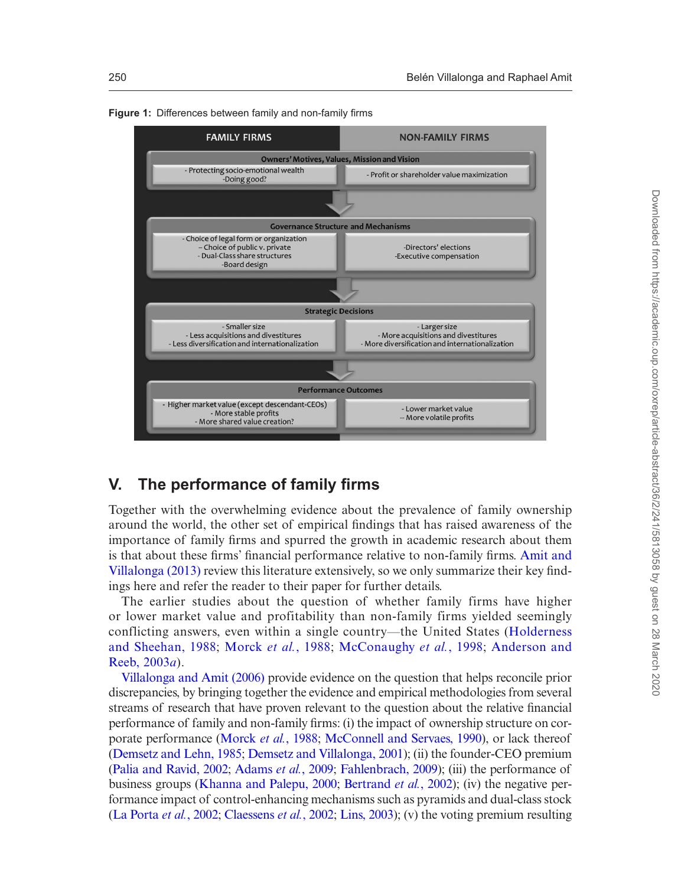**Figure 1:** Differences between family and non-family firms

| FAMILY FIRMS | NON-FAMILY FIRMS |
|---|---|
| **Owners' Motives, Values, Mission and Vision** | |
| - Protecting socio-emotional wealth<br>-Doing good? | - Profit or shareholder value maximization |
| **Governance Structure and Mechanisms** | |
| - Choice of legal form or organization<br>– Choice of public v. private<br>- Dual-Class share structures<br>-Board design | -Directors' elections<br>-Executive compensation |
| **Strategic Decisions** | |
| - Smaller size<br>- Less acquisitions and divestitures<br>- Less diversification and internationalization | - Larger size<br>- More acquisitions and divestitures<br>- More diversification and internationalization |
| **Performance Outcomes** | |
| - Higher market value (except descendant-CEOs)<br>- More stable profits<br>- More shared value creation? | - Lower market value<br>-- More volatile profits |

## V. The performance of family firms

Together with the overwhelming evidence about the prevalence of family ownership around the world, the other set of empirical findings that has raised awareness of the importance of family firms and spurred the growth in academic research about them is that about these firms' financial performance relative to non-family firms. Amit and Villalonga (2013) review this literature extensively, so we only summarize their key findings here and refer the reader to their paper for further details.

The earlier studies about the question of whether family firms have higher or lower market value and profitability than non-family firms yielded seemingly conflicting answers, even within a single country—the United States (Holderness and Sheehan, 1988; Morck *et al.*, 1988; McConaughy *et al.*, 1998; Anderson and Reeb, 2003*a*).

Villalonga and Amit (2006) provide evidence on the question that helps reconcile prior discrepancies, by bringing together the evidence and empirical methodologies from several streams of research that have proven relevant to the question about the relative financial performance of family and non-family firms: (i) the impact of ownership structure on corporate performance (Morck *et al.*, 1988; McConnell and Servaes, 1990), or lack thereof (Demsetz and Lehn, 1985; Demsetz and Villalonga, 2001); (ii) the founder-CEO premium (Palia and Ravid, 2002; Adams *et al.*, 2009; Fahlenbrach, 2009); (iii) the performance of business groups (Khanna and Palepu, 2000; Bertrand *et al.*, 2002); (iv) the negative performance impact of control-enhancing mechanisms such as pyramids and dual-class stock (La Porta *et al.*, 2002; Claessens *et al.*, 2002; Lins, 2003); (v) the voting premium resulting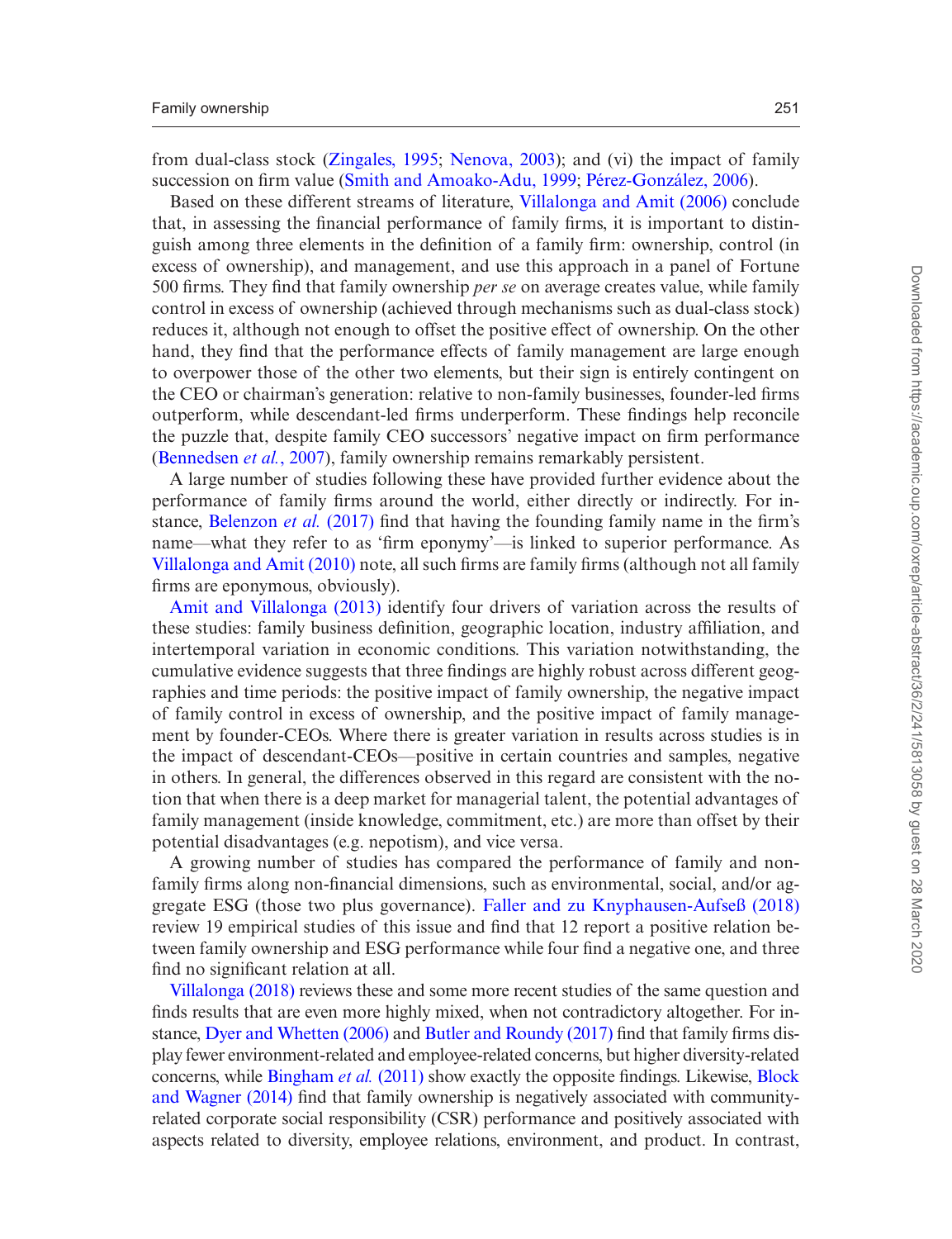from dual-class stock (Zingales, 1995; Nenova, 2003); and (vi) the impact of family succession on firm value (Smith and Amoako-Adu, 1999; Pérez-González, 2006).

Based on these different streams of literature, Villalonga and Amit (2006) conclude that, in assessing the financial performance of family firms, it is important to distinguish among three elements in the definition of a family firm: ownership, control (in excess of ownership), and management, and use this approach in a panel of Fortune 500 firms. They find that family ownership *per se* on average creates value, while family control in excess of ownership (achieved through mechanisms such as dual-class stock) reduces it, although not enough to offset the positive effect of ownership. On the other hand, they find that the performance effects of family management are large enough to overpower those of the other two elements, but their sign is entirely contingent on the CEO or chairman's generation: relative to non-family businesses, founder-led firms outperform, while descendant-led firms underperform. These findings help reconcile the puzzle that, despite family CEO successors' negative impact on firm performance (Bennedsen *et al.*, 2007), family ownership remains remarkably persistent.

A large number of studies following these have provided further evidence about the performance of family firms around the world, either directly or indirectly. For instance, Belenzon *et al.* (2017) find that having the founding family name in the firm's name—what they refer to as 'firm eponymy'—is linked to superior performance. As Villalonga and Amit (2010) note, all such firms are family firms (although not all family firms are eponymous, obviously).

Amit and Villalonga (2013) identify four drivers of variation across the results of these studies: family business definition, geographic location, industry affiliation, and intertemporal variation in economic conditions. This variation notwithstanding, the cumulative evidence suggests that three findings are highly robust across different geographies and time periods: the positive impact of family ownership, the negative impact of family control in excess of ownership, and the positive impact of family management by founder-CEOs. Where there is greater variation in results across studies is in the impact of descendant-CEOs—positive in certain countries and samples, negative in others. In general, the differences observed in this regard are consistent with the notion that when there is a deep market for managerial talent, the potential advantages of family management (inside knowledge, commitment, etc.) are more than offset by their potential disadvantages (e.g. nepotism), and vice versa.

A growing number of studies has compared the performance of family and non-family firms along non-financial dimensions, such as environmental, social, and/or aggregate ESG (those two plus governance). Faller and zu Knyphausen-Aufseß (2018) review 19 empirical studies of this issue and find that 12 report a positive relation between family ownership and ESG performance while four find a negative one, and three find no significant relation at all.

Villalonga (2018) reviews these and some more recent studies of the same question and finds results that are even more highly mixed, when not contradictory altogether. For instance, Dyer and Whetten (2006) and Butler and Roundy (2017) find that family firms display fewer environment-related and employee-related concerns, but higher diversity-related concerns, while Bingham *et al.* (2011) show exactly the opposite findings. Likewise, Block and Wagner (2014) find that family ownership is negatively associated with community-related corporate social responsibility (CSR) performance and positively associated with aspects related to diversity, employee relations, environment, and product. In contrast,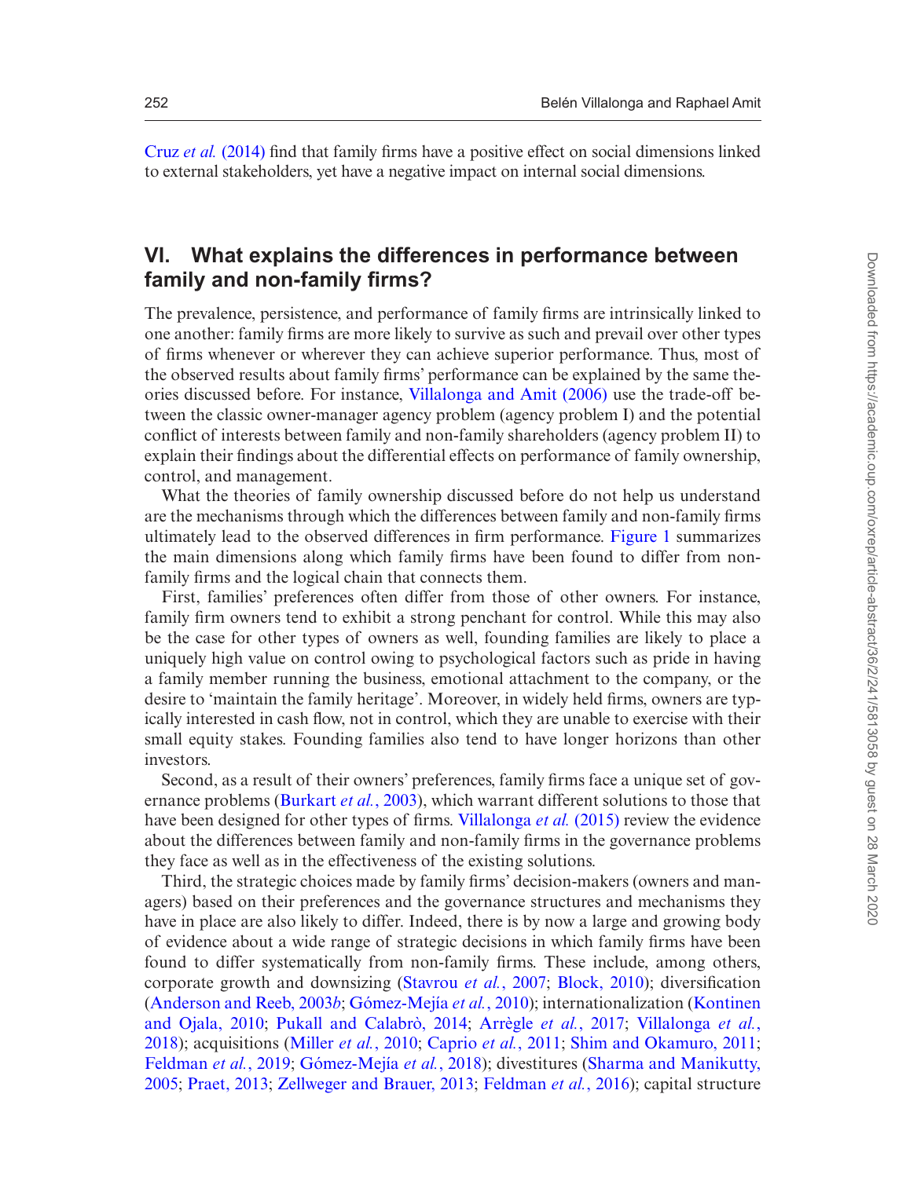Cruz *et al.* (2014) find that family firms have a positive effect on social dimensions linked to external stakeholders, yet have a negative impact on internal social dimensions.

## VI. What explains the differences in performance between family and non-family firms?

The prevalence, persistence, and performance of family firms are intrinsically linked to one another: family firms are more likely to survive as such and prevail over other types of firms whenever or wherever they can achieve superior performance. Thus, most of the observed results about family firms' performance can be explained by the same theories discussed before. For instance, Villalonga and Amit (2006) use the trade-off between the classic owner-manager agency problem (agency problem I) and the potential conflict of interests between family and non-family shareholders (agency problem II) to explain their findings about the differential effects on performance of family ownership, control, and management.

What the theories of family ownership discussed before do not help us understand are the mechanisms through which the differences between family and non-family firms ultimately lead to the observed differences in firm performance. Figure 1 summarizes the main dimensions along which family firms have been found to differ from non-family firms and the logical chain that connects them.

First, families' preferences often differ from those of other owners. For instance, family firm owners tend to exhibit a strong penchant for control. While this may also be the case for other types of owners as well, founding families are likely to place a uniquely high value on control owing to psychological factors such as pride in having a family member running the business, emotional attachment to the company, or the desire to 'maintain the family heritage'. Moreover, in widely held firms, owners are typically interested in cash flow, not in control, which they are unable to exercise with their small equity stakes. Founding families also tend to have longer horizons than other investors.

Second, as a result of their owners' preferences, family firms face a unique set of governance problems (Burkart *et al.*, 2003), which warrant different solutions to those that have been designed for other types of firms. Villalonga *et al.* (2015) review the evidence about the differences between family and non-family firms in the governance problems they face as well as in the effectiveness of the existing solutions.

Third, the strategic choices made by family firms' decision-makers (owners and managers) based on their preferences and the governance structures and mechanisms they have in place are also likely to differ. Indeed, there is by now a large and growing body of evidence about a wide range of strategic decisions in which family firms have been found to differ systematically from non-family firms. These include, among others, corporate growth and downsizing (Stavrou *et al.*, 2007; Block, 2010); diversification (Anderson and Reeb, 2003*b*; Gómez-Mejía *et al.*, 2010); internationalization (Kontinen and Ojala, 2010; Pukall and Calabrò, 2014; Arrègle *et al.*, 2017; Villalonga *et al.*, 2018); acquisitions (Miller *et al.*, 2010; Caprio *et al.*, 2011; Shim and Okamuro, 2011; Feldman *et al.*, 2019; Gómez-Mejía *et al.*, 2018); divestitures (Sharma and Manikutty, 2005; Praet, 2013; Zellweger and Brauer, 2013; Feldman *et al.*, 2016); capital structure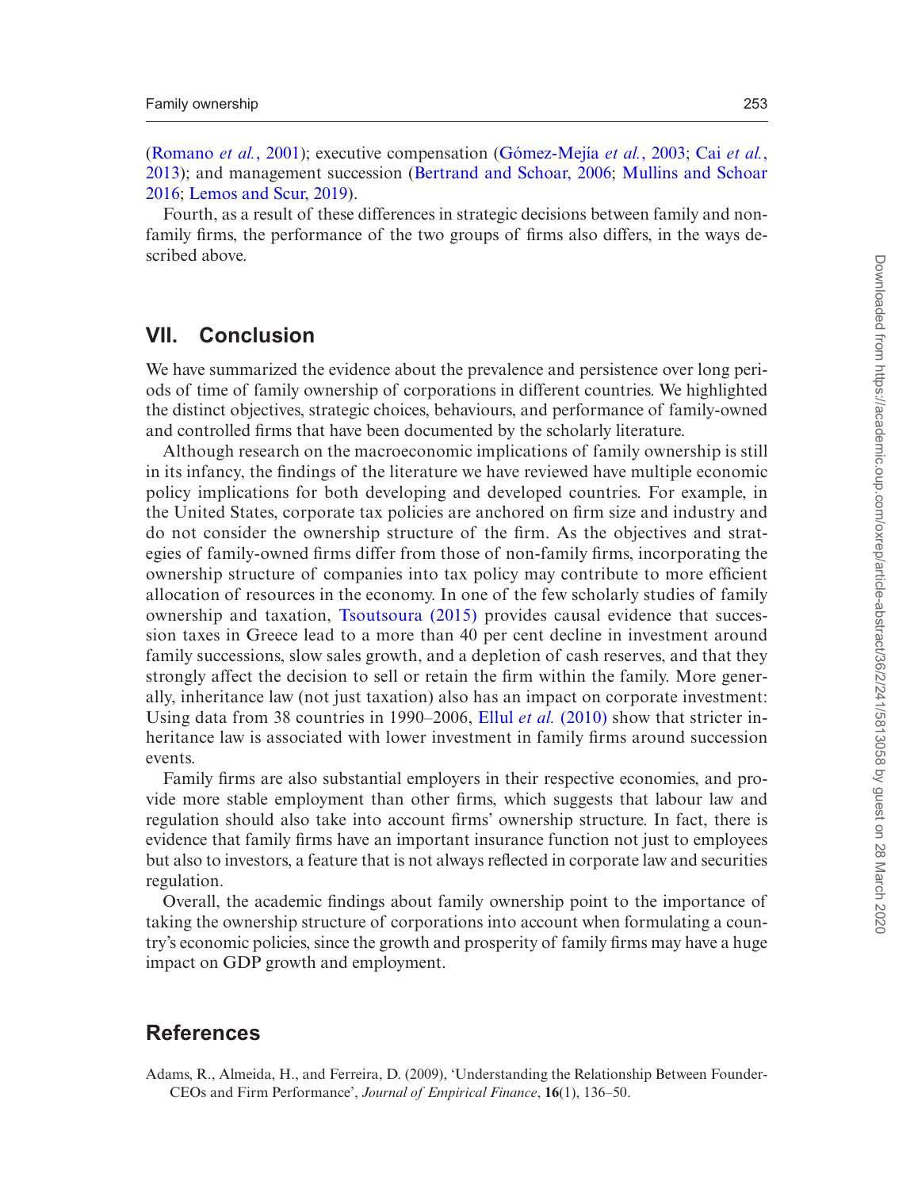(Romano *et al.*, 2001); executive compensation (Gómez-Mejía *et al.*, 2003; Cai *et al.*, 2013); and management succession (Bertrand and Schoar, 2006; Mullins and Schoar 2016; Lemos and Scur, 2019).

Fourth, as a result of these differences in strategic decisions between family and non-family firms, the performance of the two groups of firms also differs, in the ways described above.

## VII. Conclusion

We have summarized the evidence about the prevalence and persistence over long periods of time of family ownership of corporations in different countries. We highlighted the distinct objectives, strategic choices, behaviours, and performance of family-owned and controlled firms that have been documented by the scholarly literature.

Although research on the macroeconomic implications of family ownership is still in its infancy, the findings of the literature we have reviewed have multiple economic policy implications for both developing and developed countries. For example, in the United States, corporate tax policies are anchored on firm size and industry and do not consider the ownership structure of the firm. As the objectives and strategies of family-owned firms differ from those of non-family firms, incorporating the ownership structure of companies into tax policy may contribute to more efficient allocation of resources in the economy. In one of the few scholarly studies of family ownership and taxation, Tsoutsoura (2015) provides causal evidence that succession taxes in Greece lead to a more than 40 per cent decline in investment around family successions, slow sales growth, and a depletion of cash reserves, and that they strongly affect the decision to sell or retain the firm within the family. More generally, inheritance law (not just taxation) also has an impact on corporate investment: Using data from 38 countries in 1990–2006, Ellul *et al.* (2010) show that stricter inheritance law is associated with lower investment in family firms around succession events.

Family firms are also substantial employers in their respective economies, and provide more stable employment than other firms, which suggests that labour law and regulation should also take into account firms' ownership structure. In fact, there is evidence that family firms have an important insurance function not just to employees but also to investors, a feature that is not always reflected in corporate law and securities regulation.

Overall, the academic findings about family ownership point to the importance of taking the ownership structure of corporations into account when formulating a country's economic policies, since the growth and prosperity of family firms may have a huge impact on GDP growth and employment.

## References

Adams, R., Almeida, H., and Ferreira, D. (2009), 'Understanding the Relationship Between Founder-CEOs and Firm Performance', *Journal of Empirical Finance*, **16**(1), 136–50.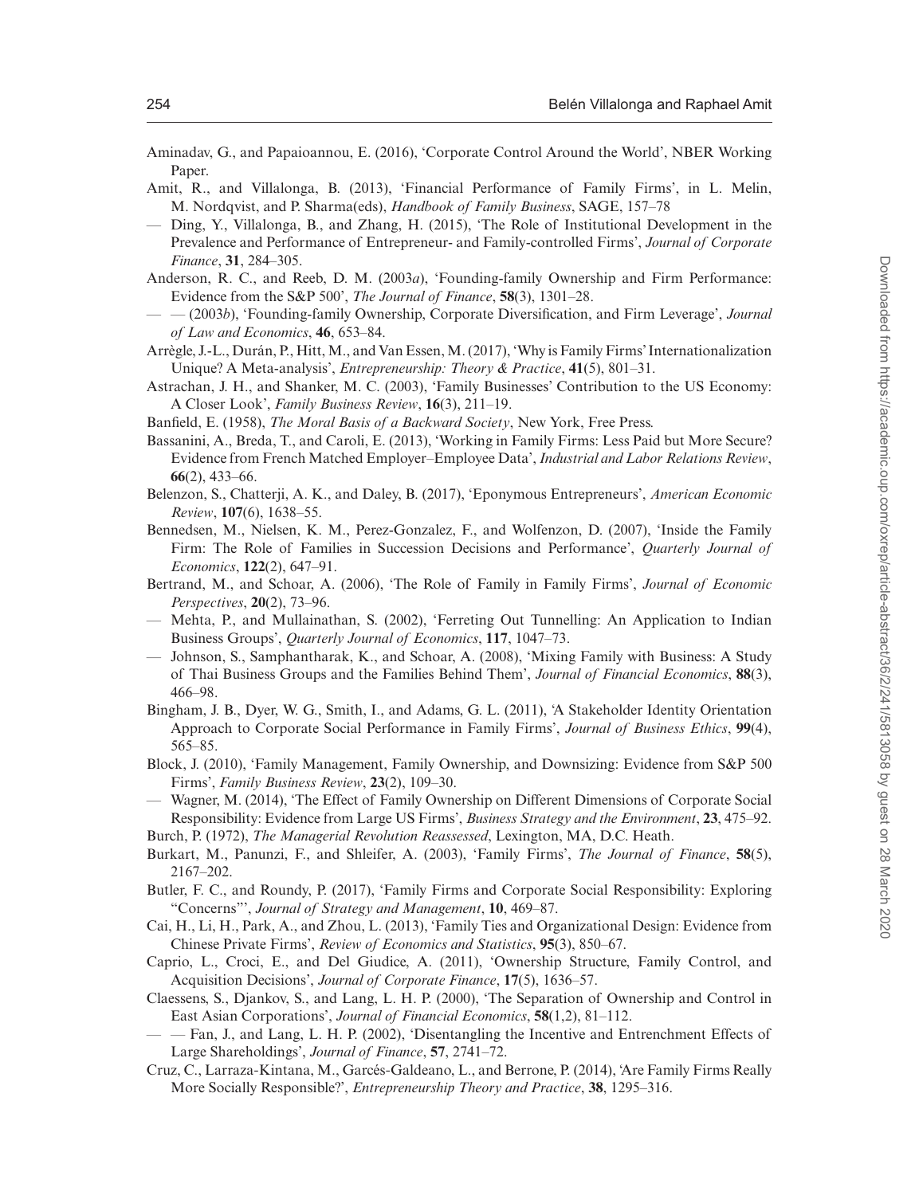Aminadav, G., and Papaioannou, E. (2016), 'Corporate Control Around the World', NBER Working Paper.

Amit, R., and Villalonga, B. (2013), 'Financial Performance of Family Firms', in L. Melin, M. Nordqvist, and P. Sharma(eds), *Handbook of Family Business*, SAGE, 157–78

— Ding, Y., Villalonga, B., and Zhang, H. (2015), 'The Role of Institutional Development in the Prevalence and Performance of Entrepreneur- and Family-controlled Firms', *Journal of Corporate Finance*, **31**, 284–305.

Anderson, R. C., and Reeb, D. M. (2003*a*), 'Founding-family Ownership and Firm Performance: Evidence from the S&P 500', *The Journal of Finance*, **58**(3), 1301–28.

— — (2003*b*), 'Founding-family Ownership, Corporate Diversification, and Firm Leverage', *Journal of Law and Economics*, **46**, 653–84.

Arrègle, J.-L., Durán, P., Hitt, M., and Van Essen, M. (2017), 'Why is Family Firms' Internationalization Unique? A Meta-analysis', *Entrepreneurship: Theory & Practice*, **41**(5), 801–31.

Astrachan, J. H., and Shanker, M. C. (2003), 'Family Businesses' Contribution to the US Economy: A Closer Look', *Family Business Review*, **16**(3), 211–19.

Banfield, E. (1958), *The Moral Basis of a Backward Society*, New York, Free Press.

Bassanini, A., Breda, T., and Caroli, E. (2013), 'Working in Family Firms: Less Paid but More Secure? Evidence from French Matched Employer–Employee Data', *Industrial and Labor Relations Review*, **66**(2), 433–66.

Belenzon, S., Chatterji, A. K., and Daley, B. (2017), 'Eponymous Entrepreneurs', *American Economic Review*, **107**(6), 1638–55.

Bennedsen, M., Nielsen, K. M., Perez-Gonzalez, F., and Wolfenzon, D. (2007), 'Inside the Family Firm: The Role of Families in Succession Decisions and Performance', *Quarterly Journal of Economics*, **122**(2), 647–91.

Bertrand, M., and Schoar, A. (2006), 'The Role of Family in Family Firms', *Journal of Economic Perspectives*, **20**(2), 73–96.

— Mehta, P., and Mullainathan, S. (2002), 'Ferreting Out Tunnelling: An Application to Indian Business Groups', *Quarterly Journal of Economics*, **117**, 1047–73.

— Johnson, S., Samphantharak, K., and Schoar, A. (2008), 'Mixing Family with Business: A Study of Thai Business Groups and the Families Behind Them', *Journal of Financial Economics*, **88**(3), 466–98.

Bingham, J. B., Dyer, W. G., Smith, I., and Adams, G. L. (2011), 'A Stakeholder Identity Orientation Approach to Corporate Social Performance in Family Firms', *Journal of Business Ethics*, **99**(4), 565–85.

Block, J. (2010), 'Family Management, Family Ownership, and Downsizing: Evidence from S&P 500 Firms', *Family Business Review*, **23**(2), 109–30.

— Wagner, M. (2014), 'The Effect of Family Ownership on Different Dimensions of Corporate Social Responsibility: Evidence from Large US Firms', *Business Strategy and the Environment*, **23**, 475–92.

Burch, P. (1972), *The Managerial Revolution Reassessed*, Lexington, MA, D.C. Heath.

Burkart, M., Panunzi, F., and Shleifer, A. (2003), 'Family Firms', *The Journal of Finance*, **58**(5), 2167–202.

Butler, F. C., and Roundy, P. (2017), 'Family Firms and Corporate Social Responsibility: Exploring "Concerns"', *Journal of Strategy and Management*, **10**, 469–87.

Cai, H., Li, H., Park, A., and Zhou, L. (2013), 'Family Ties and Organizational Design: Evidence from Chinese Private Firms', *Review of Economics and Statistics*, **95**(3), 850–67.

Caprio, L., Croci, E., and Del Giudice, A. (2011), 'Ownership Structure, Family Control, and Acquisition Decisions', *Journal of Corporate Finance*, **17**(5), 1636–57.

Claessens, S., Djankov, S., and Lang, L. H. P. (2000), 'The Separation of Ownership and Control in East Asian Corporations', *Journal of Financial Economics*, **58**(1,2), 81–112.

— — Fan, J., and Lang, L. H. P. (2002), 'Disentangling the Incentive and Entrenchment Effects of Large Shareholdings', *Journal of Finance*, **57**, 2741–72.

Cruz, C., Larraza-Kintana, M., Garcés-Galdeano, L., and Berrone, P. (2014), 'Are Family Firms Really More Socially Responsible?', *Entrepreneurship Theory and Practice*, **38**, 1295–316.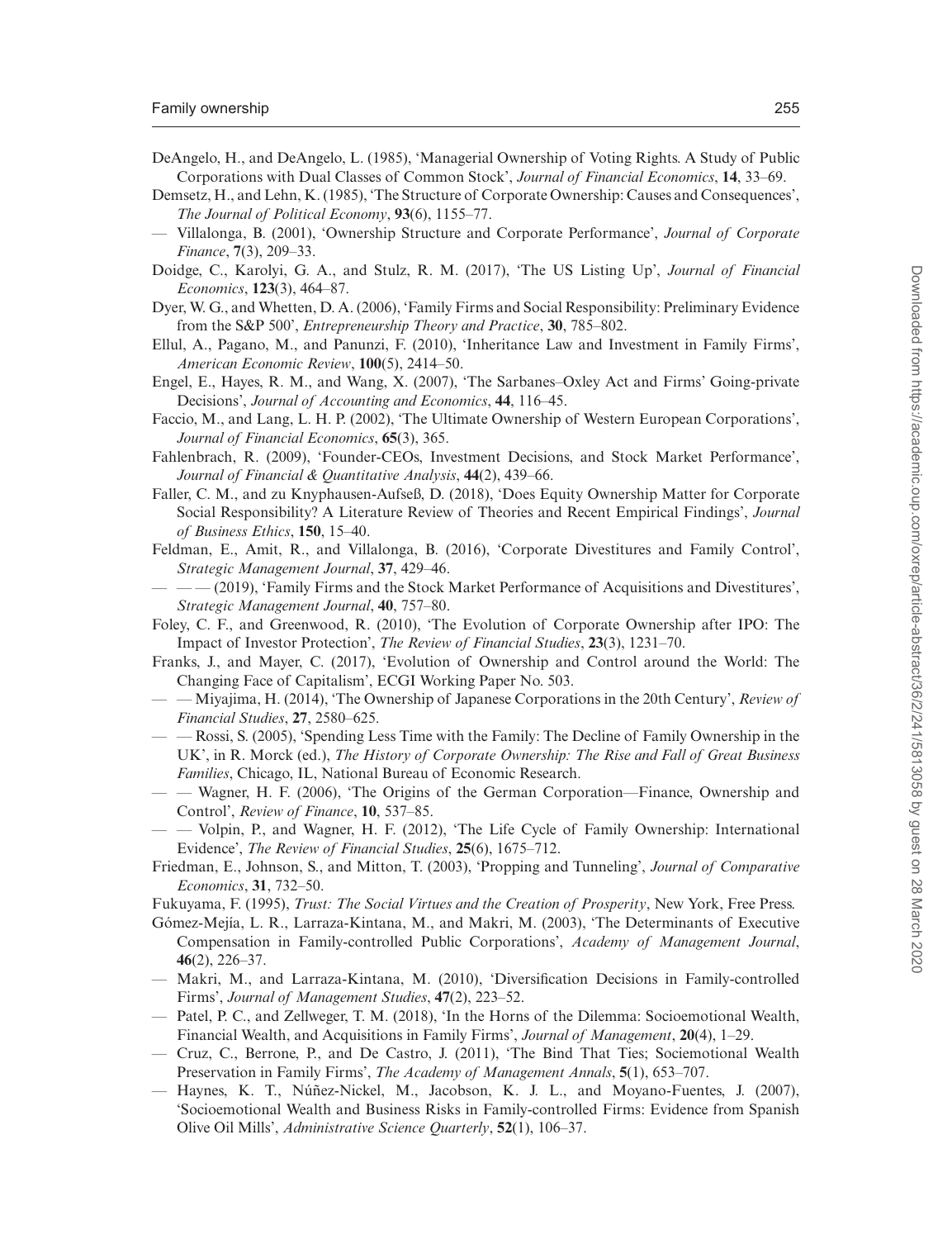DeAngelo, H., and DeAngelo, L. (1985), 'Managerial Ownership of Voting Rights. A Study of Public Corporations with Dual Classes of Common Stock', *Journal of Financial Economics*, **14**, 33–69.

Demsetz, H., and Lehn, K. (1985), 'The Structure of Corporate Ownership: Causes and Consequences', *The Journal of Political Economy*, **93**(6), 1155–77.

— Villalonga, B. (2001), 'Ownership Structure and Corporate Performance', *Journal of Corporate Finance*, **7**(3), 209–33.

Doidge, C., Karolyi, G. A., and Stulz, R. M. (2017), 'The US Listing Up', *Journal of Financial Economics*, **123**(3), 464–87.

Dyer, W. G., and Whetten, D. A. (2006), 'Family Firms and Social Responsibility: Preliminary Evidence from the S&P 500', *Entrepreneurship Theory and Practice*, **30**, 785–802.

Ellul, A., Pagano, M., and Panunzi, F. (2010), 'Inheritance Law and Investment in Family Firms', *American Economic Review*, **100**(5), 2414–50.

Engel, E., Hayes, R. M., and Wang, X. (2007), 'The Sarbanes–Oxley Act and Firms' Going-private Decisions', *Journal of Accounting and Economics*, **44**, 116–45.

Faccio, M., and Lang, L. H. P. (2002), 'The Ultimate Ownership of Western European Corporations', *Journal of Financial Economics*, **65**(3), 365.

Fahlenbrach, R. (2009), 'Founder-CEOs, Investment Decisions, and Stock Market Performance', *Journal of Financial & Quantitative Analysis*, **44**(2), 439–66.

Faller, C. M., and zu Knyphausen-Aufseß, D. (2018), 'Does Equity Ownership Matter for Corporate Social Responsibility? A Literature Review of Theories and Recent Empirical Findings', *Journal of Business Ethics*, **150**, 15–40.

Feldman, E., Amit, R., and Villalonga, B. (2016), 'Corporate Divestitures and Family Control', *Strategic Management Journal*, **37**, 429–46.

— — — (2019), 'Family Firms and the Stock Market Performance of Acquisitions and Divestitures', *Strategic Management Journal*, **40**, 757–80.

Foley, C. F., and Greenwood, R. (2010), 'The Evolution of Corporate Ownership after IPO: The Impact of Investor Protection', *The Review of Financial Studies*, **23**(3), 1231–70.

Franks, J., and Mayer, C. (2017), 'Evolution of Ownership and Control around the World: The Changing Face of Capitalism', ECGI Working Paper No. 503.

— — Miyajima, H. (2014), 'The Ownership of Japanese Corporations in the 20th Century', *Review of Financial Studies*, **27**, 2580–625.

— — Rossi, S. (2005), 'Spending Less Time with the Family: The Decline of Family Ownership in the UK', in R. Morck (ed.), *The History of Corporate Ownership: The Rise and Fall of Great Business Families*, Chicago, IL, National Bureau of Economic Research.

— — Wagner, H. F. (2006), 'The Origins of the German Corporation—Finance, Ownership and Control', *Review of Finance*, **10**, 537–85.

— — Volpin, P., and Wagner, H. F. (2012), 'The Life Cycle of Family Ownership: International Evidence', *The Review of Financial Studies*, **25**(6), 1675–712.

Friedman, E., Johnson, S., and Mitton, T. (2003), 'Propping and Tunneling', *Journal of Comparative Economics*, **31**, 732–50.

Fukuyama, F. (1995), *Trust: The Social Virtues and the Creation of Prosperity*, New York, Free Press.

Gómez-Mejía, L. R., Larraza-Kintana, M., and Makri, M. (2003), 'The Determinants of Executive Compensation in Family-controlled Public Corporations', *Academy of Management Journal*, **46**(2), 226–37.

— Makri, M., and Larraza-Kintana, M. (2010), 'Diversification Decisions in Family-controlled Firms', *Journal of Management Studies*, **47**(2), 223–52.

— Patel, P. C., and Zellweger, T. M. (2018), 'In the Horns of the Dilemma: Socioemotional Wealth, Financial Wealth, and Acquisitions in Family Firms', *Journal of Management*, **20**(4), 1–29.

— Cruz, C., Berrone, P., and De Castro, J. (2011), 'The Bind That Ties; Sociemotional Wealth Preservation in Family Firms', *The Academy of Management Annals*, **5**(1), 653–707.

— Haynes, K. T., Núñez-Nickel, M., Jacobson, K. J. L., and Moyano-Fuentes, J. (2007), 'Socioemotional Wealth and Business Risks in Family-controlled Firms: Evidence from Spanish Olive Oil Mills', *Administrative Science Quarterly*, **52**(1), 106–37.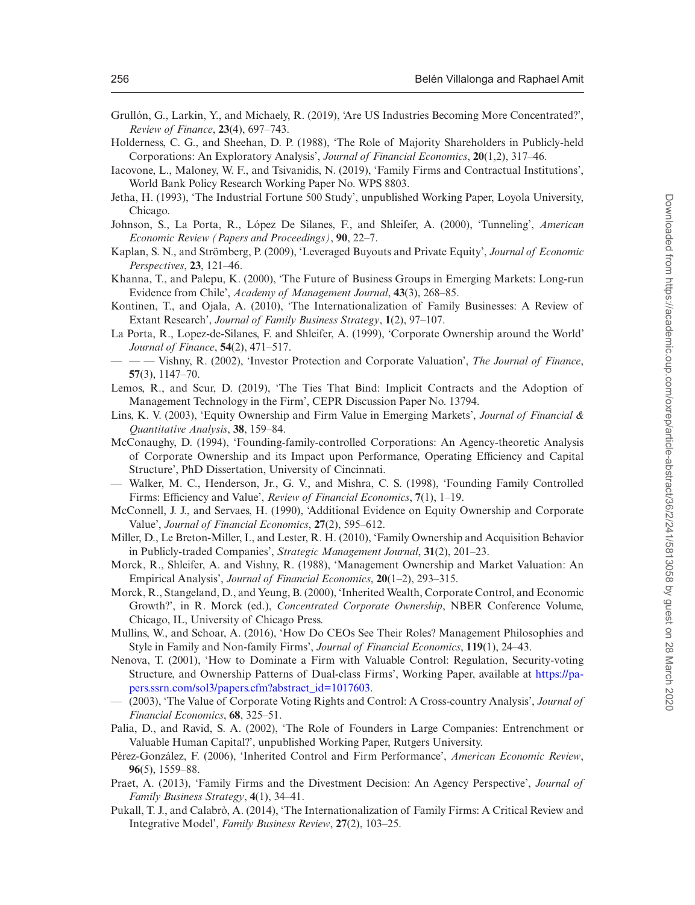Grullón, G., Larkin, Y., and Michaely, R. (2019), 'Are US Industries Becoming More Concentrated?', *Review of Finance*, **23**(4), 697–743.

Holderness, C. G., and Sheehan, D. P. (1988), 'The Role of Majority Shareholders in Publicly-held Corporations: An Exploratory Analysis', *Journal of Financial Economics*, **20**(1,2), 317–46.

Iacovone, L., Maloney, W. F., and Tsivanidis, N. (2019), 'Family Firms and Contractual Institutions', World Bank Policy Research Working Paper No. WPS 8803.

Jetha, H. (1993), 'The Industrial Fortune 500 Study', unpublished Working Paper, Loyola University, Chicago.

Johnson, S., La Porta, R., López De Silanes, F., and Shleifer, A. (2000), 'Tunneling', *American Economic Review (Papers and Proceedings)*, **90**, 22–7.

Kaplan, S. N., and Strömberg, P. (2009), 'Leveraged Buyouts and Private Equity', *Journal of Economic Perspectives*, **23**, 121–46.

Khanna, T., and Palepu, K. (2000), 'The Future of Business Groups in Emerging Markets: Long-run Evidence from Chile', *Academy of Management Journal*, **43**(3), 268–85.

Kontinen, T., and Ojala, A. (2010), 'The Internationalization of Family Businesses: A Review of Extant Research', *Journal of Family Business Strategy*, **1**(2), 97–107.

La Porta, R., Lopez-de-Silanes, F. and Shleifer, A. (1999), 'Corporate Ownership around the World' *Journal of Finance*, **54**(2), 471–517.

— — — Vishny, R. (2002), 'Investor Protection and Corporate Valuation', *The Journal of Finance*, **57**(3), 1147–70.

Lemos, R., and Scur, D. (2019), 'The Ties That Bind: Implicit Contracts and the Adoption of Management Technology in the Firm', CEPR Discussion Paper No. 13794.

Lins, K. V. (2003), 'Equity Ownership and Firm Value in Emerging Markets', *Journal of Financial & Quantitative Analysis*, **38**, 159–84.

McConaughy, D. (1994), 'Founding-family-controlled Corporations: An Agency-theoretic Analysis of Corporate Ownership and its Impact upon Performance, Operating Efficiency and Capital Structure', PhD Dissertation, University of Cincinnati.

— Walker, M. C., Henderson, Jr., G. V., and Mishra, C. S. (1998), 'Founding Family Controlled Firms: Efficiency and Value', *Review of Financial Economics*, **7**(1), 1–19.

McConnell, J. J., and Servaes, H. (1990), 'Additional Evidence on Equity Ownership and Corporate Value', *Journal of Financial Economics*, **27**(2), 595–612.

Miller, D., Le Breton-Miller, I., and Lester, R. H. (2010), 'Family Ownership and Acquisition Behavior in Publicly-traded Companies', *Strategic Management Journal*, **31**(2), 201–23.

Morck, R., Shleifer, A. and Vishny, R. (1988), 'Management Ownership and Market Valuation: An Empirical Analysis', *Journal of Financial Economics*, **20**(1–2), 293–315.

Morck, R., Stangeland, D., and Yeung, B. (2000), 'Inherited Wealth, Corporate Control, and Economic Growth?', in R. Morck (ed.), *Concentrated Corporate Ownership*, NBER Conference Volume, Chicago, IL, University of Chicago Press.

Mullins, W., and Schoar, A. (2016), 'How Do CEOs See Their Roles? Management Philosophies and Style in Family and Non-family Firms', *Journal of Financial Economics*, **119**(1), 24–43.

Nenova, T. (2001), 'How to Dominate a Firm with Valuable Control: Regulation, Security-voting Structure, and Ownership Patterns of Dual-class Firms', Working Paper, available at https://papers.ssrn.com/sol3/papers.cfm?abstract_id=1017603.

— (2003), 'The Value of Corporate Voting Rights and Control: A Cross-country Analysis', *Journal of Financial Economics*, **68**, 325–51.

Palia, D., and Ravid, S. A. (2002), 'The Role of Founders in Large Companies: Entrenchment or Valuable Human Capital?', unpublished Working Paper, Rutgers University.

Pérez-González, F. (2006), 'Inherited Control and Firm Performance', *American Economic Review*, **96**(5), 1559–88.

Praet, A. (2013), 'Family Firms and the Divestment Decision: An Agency Perspective', *Journal of Family Business Strategy*, **4**(1), 34–41.

Pukall, T. J., and Calabrò, A. (2014), 'The Internationalization of Family Firms: A Critical Review and Integrative Model', *Family Business Review*, **27**(2), 103–25.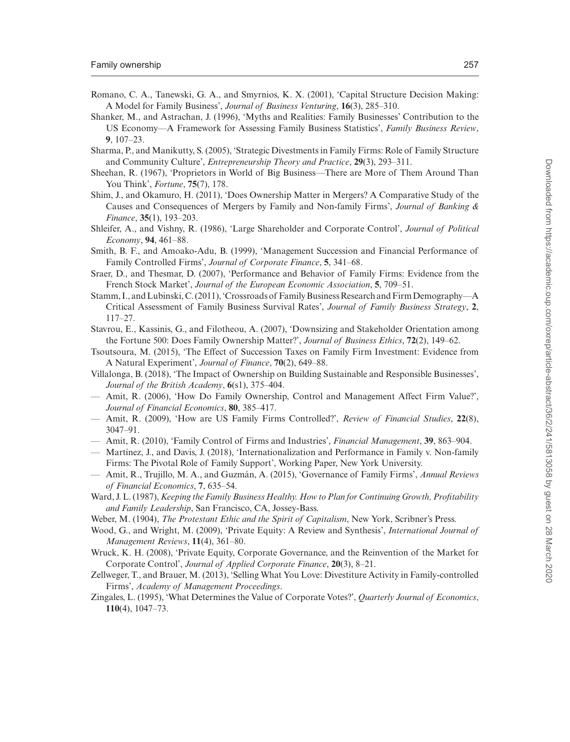Romano, C. A., Tanewski, G. A., and Smyrnios, K. X. (2001), 'Capital Structure Decision Making: A Model for Family Business', *Journal of Business Venturing*, **16**(3), 285–310.

Shanker, M., and Astrachan, J. (1996), 'Myths and Realities: Family Businesses' Contribution to the US Economy—A Framework for Assessing Family Business Statistics', *Family Business Review*, **9**, 107–23.

Sharma, P., and Manikutty, S. (2005), 'Strategic Divestments in Family Firms: Role of Family Structure and Community Culture', *Entrepreneurship Theory and Practice*, **29**(3), 293–311.

Sheehan, R. (1967), 'Proprietors in World of Big Business—There are More of Them Around Than You Think', *Fortune*, **75**(7), 178.

Shim, J., and Okamuro, H. (2011), 'Does Ownership Matter in Mergers? A Comparative Study of the Causes and Consequences of Mergers by Family and Non-family Firms', *Journal of Banking & Finance*, **35**(1), 193–203.

Shleifer, A., and Vishny, R. (1986), 'Large Shareholder and Corporate Control', *Journal of Political Economy*, **94**, 461–88.

Smith, B. F., and Amoako-Adu, B. (1999), 'Management Succession and Financial Performance of Family Controlled Firms', *Journal of Corporate Finance*, **5**, 341–68.

Sraer, D., and Thesmar, D. (2007), 'Performance and Behavior of Family Firms: Evidence from the French Stock Market', *Journal of the European Economic Association*, **5**, 709–51.

Stamm, I., and Lubinski, C. (2011), 'Crossroads of Family Business Research and Firm Demography—A Critical Assessment of Family Business Survival Rates', *Journal of Family Business Strategy*, **2**, 117–27.

Stavrou, E., Kassinis, G., and Filotheou, A. (2007), 'Downsizing and Stakeholder Orientation among the Fortune 500: Does Family Ownership Matter?', *Journal of Business Ethics*, **72**(2), 149–62.

Tsoutsoura, M. (2015), 'The Effect of Succession Taxes on Family Firm Investment: Evidence from A Natural Experiment', *Journal of Finance*, **70**(2), 649–88.

Villalonga, B. (2018), 'The Impact of Ownership on Building Sustainable and Responsible Businesses', *Journal of the British Academy*, **6**(s1), 375–404.

— Amit, R. (2006), 'How Do Family Ownership, Control and Management Affect Firm Value?', *Journal of Financial Economics*, **80**, 385–417.

— Amit, R. (2009), 'How are US Family Firms Controlled?', *Review of Financial Studies*, **22**(8), 3047–91.

— Amit, R. (2010), 'Family Control of Firms and Industries', *Financial Management*, **39**, 863–904.

— Martínez, J., and Davis, J. (2018), 'Internationalization and Performance in Family v. Non-family Firms: The Pivotal Role of Family Support', Working Paper, New York University.

— Amit, R., Trujillo, M. A., and Guzmán, A. (2015), 'Governance of Family Firms', *Annual Reviews of Financial Economics*, **7**, 635–54.

Ward, J. L. (1987), *Keeping the Family Business Healthy. How to Plan for Continuing Growth, Profitability and Family Leadership*, San Francisco, CA, Jossey-Bass.

Weber, M. (1904), *The Protestant Ethic and the Spirit of Capitalism*, New York, Scribner's Press.

Wood, G., and Wright, M. (2009), 'Private Equity: A Review and Synthesis', *International Journal of Management Reviews*, **11**(4), 361–80.

Wruck, K. H. (2008), 'Private Equity, Corporate Governance, and the Reinvention of the Market for Corporate Control', *Journal of Applied Corporate Finance*, **20**(3), 8–21.

Zellweger, T., and Brauer, M. (2013), 'Selling What You Love: Divestiture Activity in Family-controlled Firms', *Academy of Management Proceedings*.

Zingales, L. (1995), 'What Determines the Value of Corporate Votes?', *Quarterly Journal of Economics*, **110**(4), 1047–73.